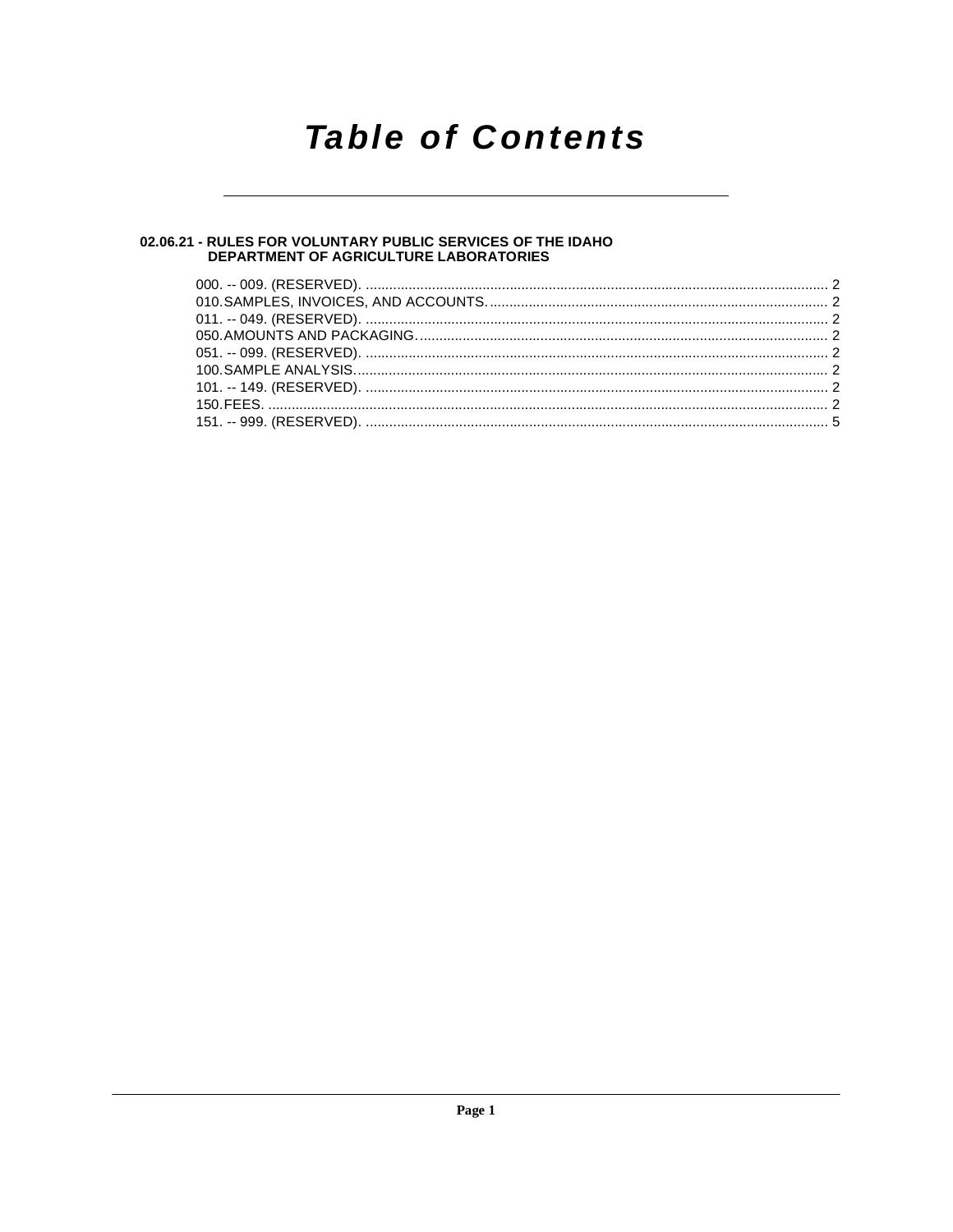# Table of Contents

## 02.06.21 - RULES FOR VOLUNTARY PUBLIC SERVICES OF THE IDAHO DEPARTMENT OF AGRICULTURE LABORATORIES

000. -- 009. (RESERVED). ........................................................................................................ 2
010. SAMPLES, INVOICES, AND ACCOUNTS. ......................................................................... 2
011. -- 049. (RESERVED). ........................................................................................................ 2
050. AMOUNTS AND PACKAGING. ........................................................................................... 2
051. -- 099. (RESERVED). ........................................................................................................ 2
100. SAMPLE ANALYSIS. .......................................................................................................... 2
101. -- 149. (RESERVED). ........................................................................................................ 2
150. FEES. ................................................................................................................................. 2
151. -- 999. (RESERVED). ........................................................................................................ 5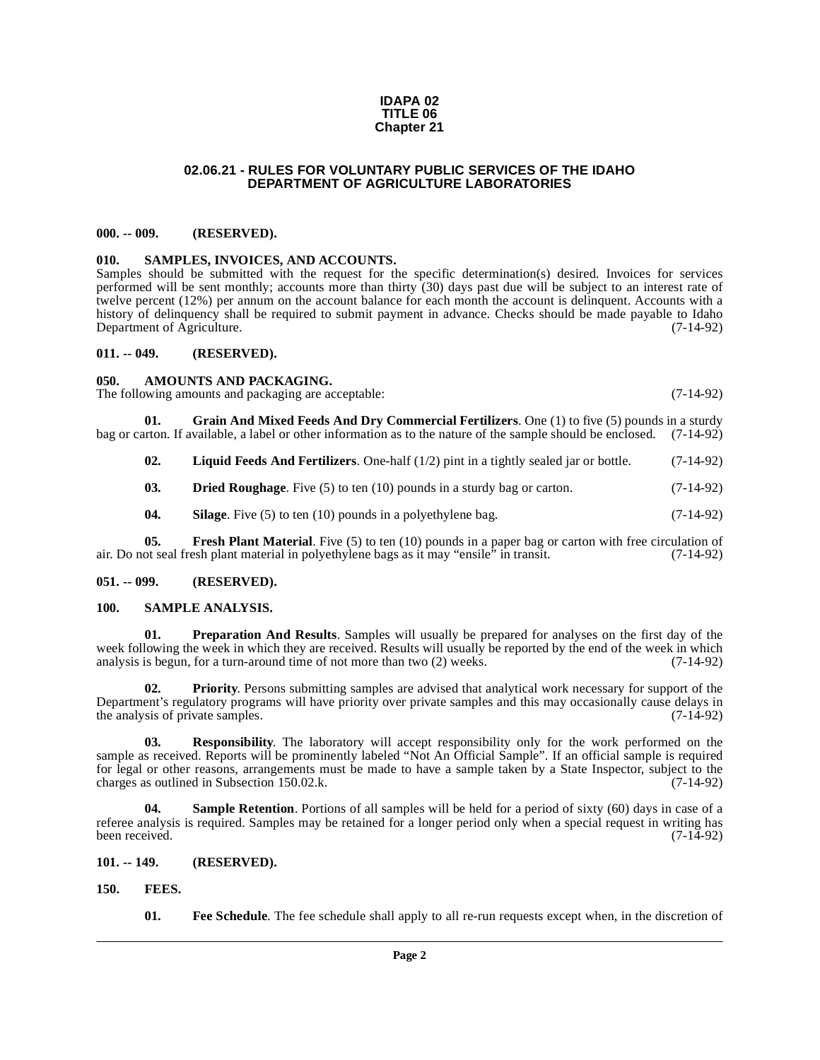**IDAPA 02**
**TITLE 06**
**Chapter 21**

# 02.06.21 - RULES FOR VOLUNTARY PUBLIC SERVICES OF THE IDAHO DEPARTMENT OF AGRICULTURE LABORATORIES

## 000. -- 009. (RESERVED).

## 010. SAMPLES, INVOICES, AND ACCOUNTS.

Samples should be submitted with the request for the specific determination(s) desired. Invoices for services performed will be sent monthly; accounts more than thirty (30) days past due will be subject to an interest rate of twelve percent (12%) per annum on the account balance for each month the account is delinquent. Accounts with a history of delinquency shall be required to submit payment in advance. Checks should be made payable to Idaho Department of Agriculture. (7-14-92)

## 011. -- 049. (RESERVED).

## 050. AMOUNTS AND PACKAGING.

The following amounts and packaging are acceptable: (7-14-92)

**01. Grain And Mixed Feeds And Dry Commercial Fertilizers**. One (1) to five (5) pounds in a sturdy bag or carton. If available, a label or other information as to the nature of the sample should be enclosed. (7-14-92)

**02. Liquid Feeds And Fertilizers**. One-half (1/2) pint in a tightly sealed jar or bottle. (7-14-92)

**03. Dried Roughage**. Five (5) to ten (10) pounds in a sturdy bag or carton. (7-14-92)

**04. Silage**. Five (5) to ten (10) pounds in a polyethylene bag. (7-14-92)

**05. Fresh Plant Material**. Five (5) to ten (10) pounds in a paper bag or carton with free circulation of air. Do not seal fresh plant material in polyethylene bags as it may "ensile" in transit. (7-14-92)

## 051. -- 099. (RESERVED).

## 100. SAMPLE ANALYSIS.

**01. Preparation And Results**. Samples will usually be prepared for analyses on the first day of the week following the week in which they are received. Results will usually be reported by the end of the week in which analysis is begun, for a turn-around time of not more than two (2) weeks. (7-14-92)

**02. Priority**. Persons submitting samples are advised that analytical work necessary for support of the Department's regulatory programs will have priority over private samples and this may occasionally cause delays in the analysis of private samples. (7-14-92)

**03. Responsibility**. The laboratory will accept responsibility only for the work performed on the sample as received. Reports will be prominently labeled "Not An Official Sample". If an official sample is required for legal or other reasons, arrangements must be made to have a sample taken by a State Inspector, subject to the charges as outlined in Subsection 150.02.k. (7-14-92)

**04. Sample Retention**. Portions of all samples will be held for a period of sixty (60) days in case of a referee analysis is required. Samples may be retained for a longer period only when a special request in writing has been received. (7-14-92)

## 101. -- 149. (RESERVED).

## 150. FEES.

**01. Fee Schedule**. The fee schedule shall apply to all re-run requests except when, in the discretion of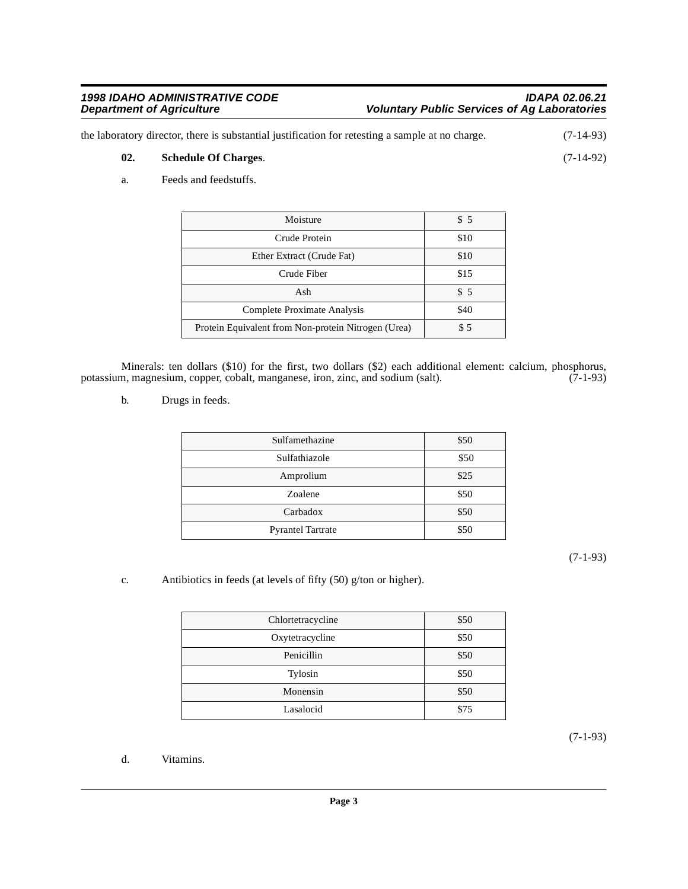the laboratory director, there is substantial justification for retesting a sample at no charge. (7-14-93)

**02. Schedule Of Charges**. (7-14-92)

a. Feeds and feedstuffs.

| Moisture | $ 5 |
|---|---|
| Crude Protein | $10 |
| Ether Extract (Crude Fat) | $10 |
| Crude Fiber | $15 |
| Ash | $ 5 |
| Complete Proximate Analysis | $40 |
| Protein Equivalent from Non-protein Nitrogen (Urea) | $ 5 |

Minerals: ten dollars ($10) for the first, two dollars ($2) each additional element: calcium, phosphorus, potassium, magnesium, copper, cobalt, manganese, iron, zinc, and sodium (salt). (7-1-93)

b. Drugs in feeds.

| Sulfamethazine | $50 |
|---|---|
| Sulfathiazole | $50 |
| Amprolium | $25 |
| Zoalene | $50 |
| Carbadox | $50 |
| Pyrantel Tartrate | $50 |

(7-1-93)

c. Antibiotics in feeds (at levels of fifty (50) g/ton or higher).

| Chlortetracycline | $50 |
|---|---|
| Oxytetracycline | $50 |
| Penicillin | $50 |
| Tylosin | $50 |
| Monensin | $50 |
| Lasalocid | $75 |

(7-1-93)

d. Vitamins.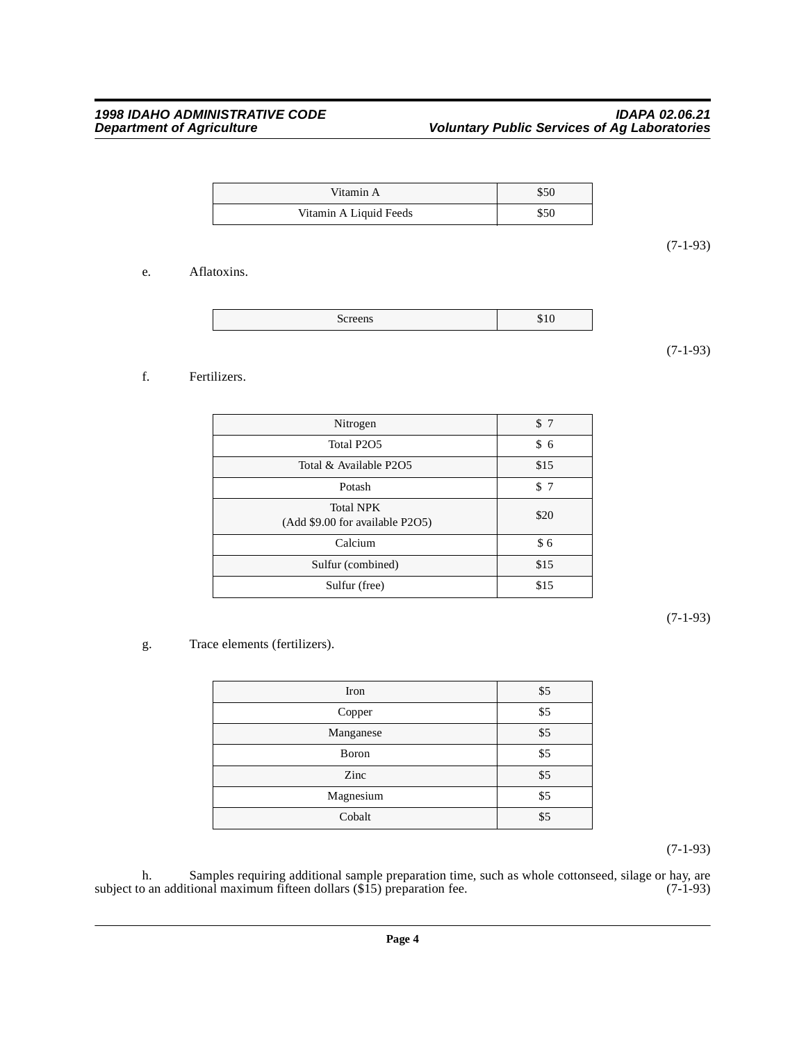| Vitamin A | $50 |
|---|---|
| Vitamin A Liquid Feeds | $50 |

(7-1-93)

e. Aflatoxins.

| Screens | $10 |
|---|---|

(7-1-93)

f. Fertilizers.

| Nitrogen | $ 7 |
|---|---|
| Total P2O5 | $ 6 |
| Total & Available P2O5 | $15 |
| Potash | $ 7 |
| Total NPK (Add $9.00 for available P2O5) | $20 |
| Calcium | $ 6 |
| Sulfur (combined) | $15 |
| Sulfur (free) | $15 |

(7-1-93)

g. Trace elements (fertilizers).

| Iron | $5 |
|---|---|
| Copper | $5 |
| Manganese | $5 |
| Boron | $5 |
| Zinc | $5 |
| Magnesium | $5 |
| Cobalt | $5 |

(7-1-93)

h. Samples requiring additional sample preparation time, such as whole cottonseed, silage or hay, are subject to an additional maximum fifteen dollars ($15) preparation fee. (7-1-93)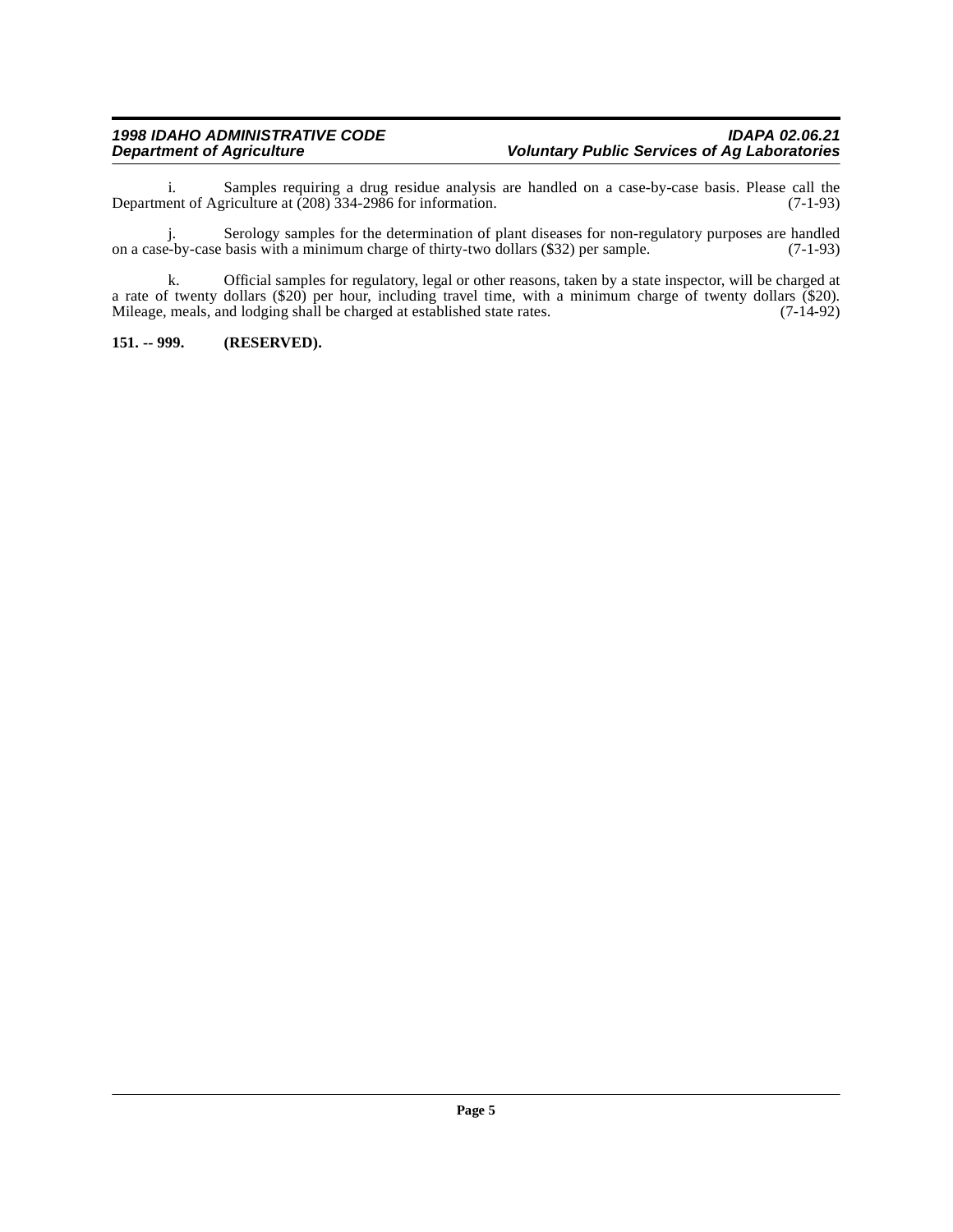i. Samples requiring a drug residue analysis are handled on a case-by-case basis. Please call the Department of Agriculture at (208) 334-2986 for information. (7-1-93)

j. Serology samples for the determination of plant diseases for non-regulatory purposes are handled on a case-by-case basis with a minimum charge of thirty-two dollars ($32) per sample. (7-1-93)

k. Official samples for regulatory, legal or other reasons, taken by a state inspector, will be charged at a rate of twenty dollars ($20) per hour, including travel time, with a minimum charge of twenty dollars ($20). Mileage, meals, and lodging shall be charged at established state rates. (7-14-92)

**151. -- 999. (RESERVED).**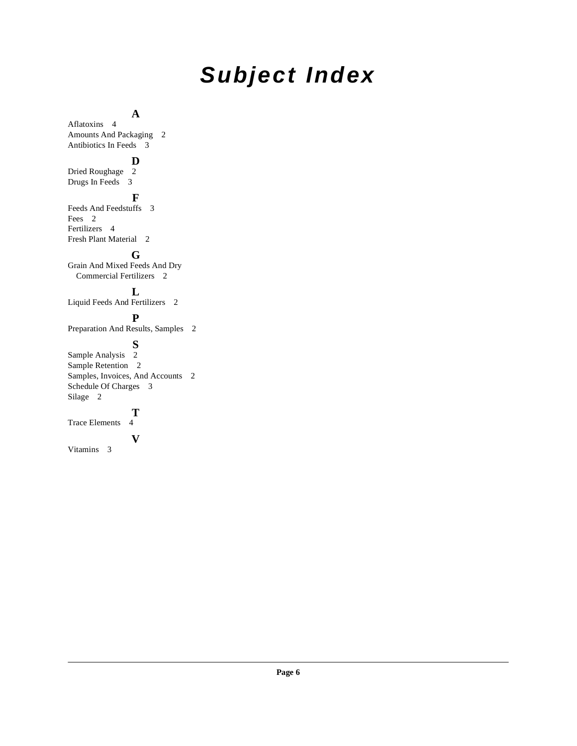# *Subject Index*

**A**

Aflatoxins 4
Amounts And Packaging 2
Antibiotics In Feeds 3

**D**

Dried Roughage 2
Drugs In Feeds 3

**F**

Feeds And Feedstuffs 3
Fees 2
Fertilizers 4
Fresh Plant Material 2

**G**

Grain And Mixed Feeds And Dry Commercial Fertilizers 2

**L**

Liquid Feeds And Fertilizers 2

**P**

Preparation And Results, Samples 2

**S**

Sample Analysis 2
Sample Retention 2
Samples, Invoices, And Accounts 2
Schedule Of Charges 3
Silage 2

**T**

Trace Elements 4

**V**

Vitamins 3